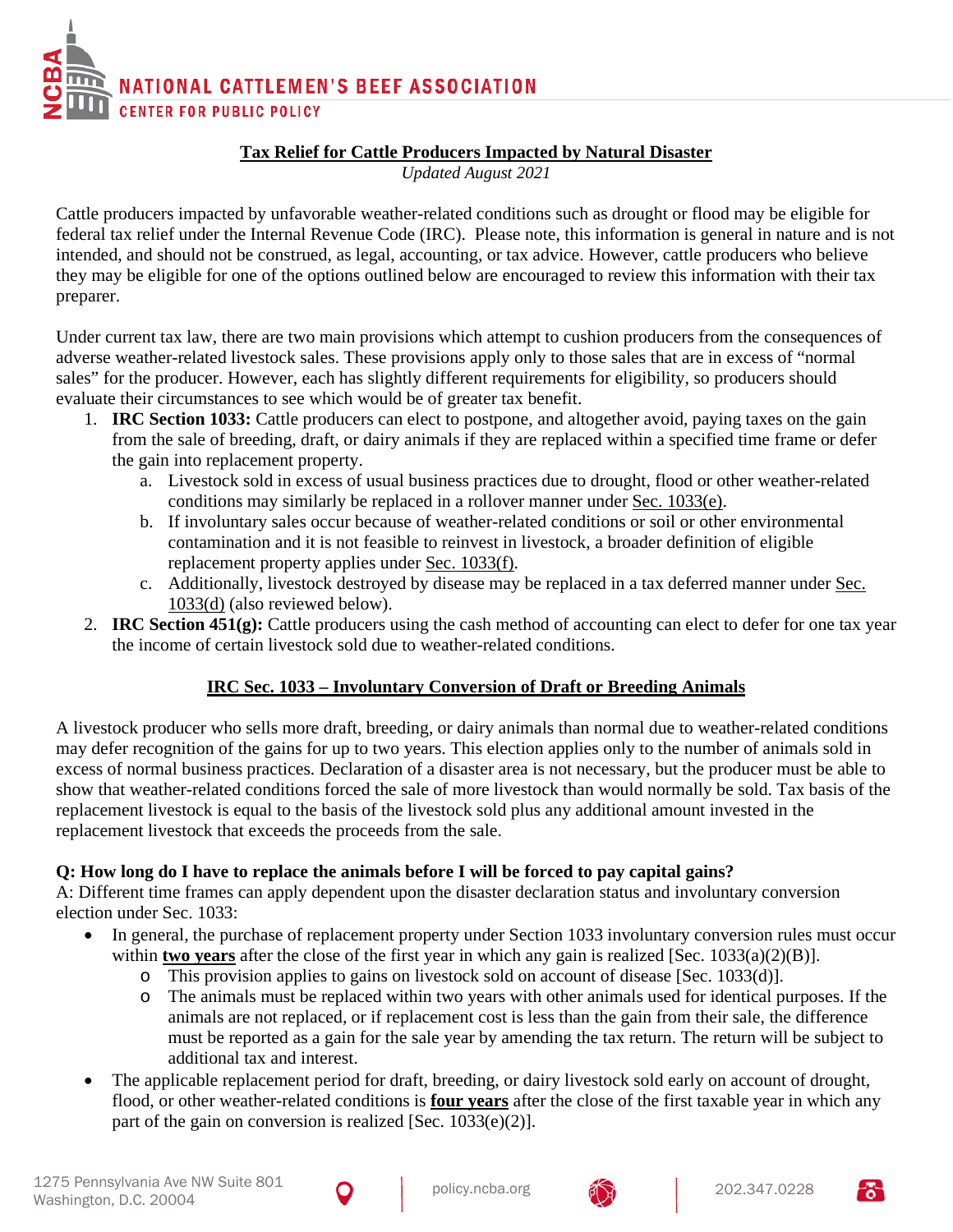NATIONAL CATTLEMEN'S BEEF ASSOCIATION
CENTER FOR PUBLIC POLICY

# Tax Relief for Cattle Producers Impacted by Natural Disaster

*Updated August 2021*

Cattle producers impacted by unfavorable weather-related conditions such as drought or flood may be eligible for federal tax relief under the Internal Revenue Code (IRC). Please note, this information is general in nature and is not intended, and should not be construed, as legal, accounting, or tax advice. However, cattle producers who believe they may be eligible for one of the options outlined below are encouraged to review this information with their tax preparer.

Under current tax law, there are two main provisions which attempt to cushion producers from the consequences of adverse weather-related livestock sales. These provisions apply only to those sales that are in excess of "normal sales" for the producer. However, each has slightly different requirements for eligibility, so producers should evaluate their circumstances to see which would be of greater tax benefit.

1. **IRC Section 1033:** Cattle producers can elect to postpone, and altogether avoid, paying taxes on the gain from the sale of breeding, draft, or dairy animals if they are replaced within a specified time frame or defer the gain into replacement property.
   a. Livestock sold in excess of usual business practices due to drought, flood or other weather-related conditions may similarly be replaced in a rollover manner under Sec. 1033(e).
   b. If involuntary sales occur because of weather-related conditions or soil or other environmental contamination and it is not feasible to reinvest in livestock, a broader definition of eligible replacement property applies under Sec. 1033(f).
   c. Additionally, livestock destroyed by disease may be replaced in a tax deferred manner under Sec. 1033(d) (also reviewed below).
2. **IRC Section 451(g):** Cattle producers using the cash method of accounting can elect to defer for one tax year the income of certain livestock sold due to weather-related conditions.

## IRC Sec. 1033 – Involuntary Conversion of Draft or Breeding Animals

A livestock producer who sells more draft, breeding, or dairy animals than normal due to weather-related conditions may defer recognition of the gains for up to two years. This election applies only to the number of animals sold in excess of normal business practices. Declaration of a disaster area is not necessary, but the producer must be able to show that weather-related conditions forced the sale of more livestock than would normally be sold. Tax basis of the replacement livestock is equal to the basis of the livestock sold plus any additional amount invested in the replacement livestock that exceeds the proceeds from the sale.

**Q: How long do I have to replace the animals before I will be forced to pay capital gains?**

A: Different time frames can apply dependent upon the disaster declaration status and involuntary conversion election under Sec. 1033:

- In general, the purchase of replacement property under Section 1033 involuntary conversion rules must occur within **two years** after the close of the first year in which any gain is realized [Sec. 1033(a)(2)(B)].
  - This provision applies to gains on livestock sold on account of disease [Sec. 1033(d)].
  - The animals must be replaced within two years with other animals used for identical purposes. If the animals are not replaced, or if replacement cost is less than the gain from their sale, the difference must be reported as a gain for the sale year by amending the tax return. The return will be subject to additional tax and interest.
- The applicable replacement period for draft, breeding, or dairy livestock sold early on account of drought, flood, or other weather-related conditions is **four years** after the close of the first taxable year in which any part of the gain on conversion is realized [Sec. 1033(e)(2)].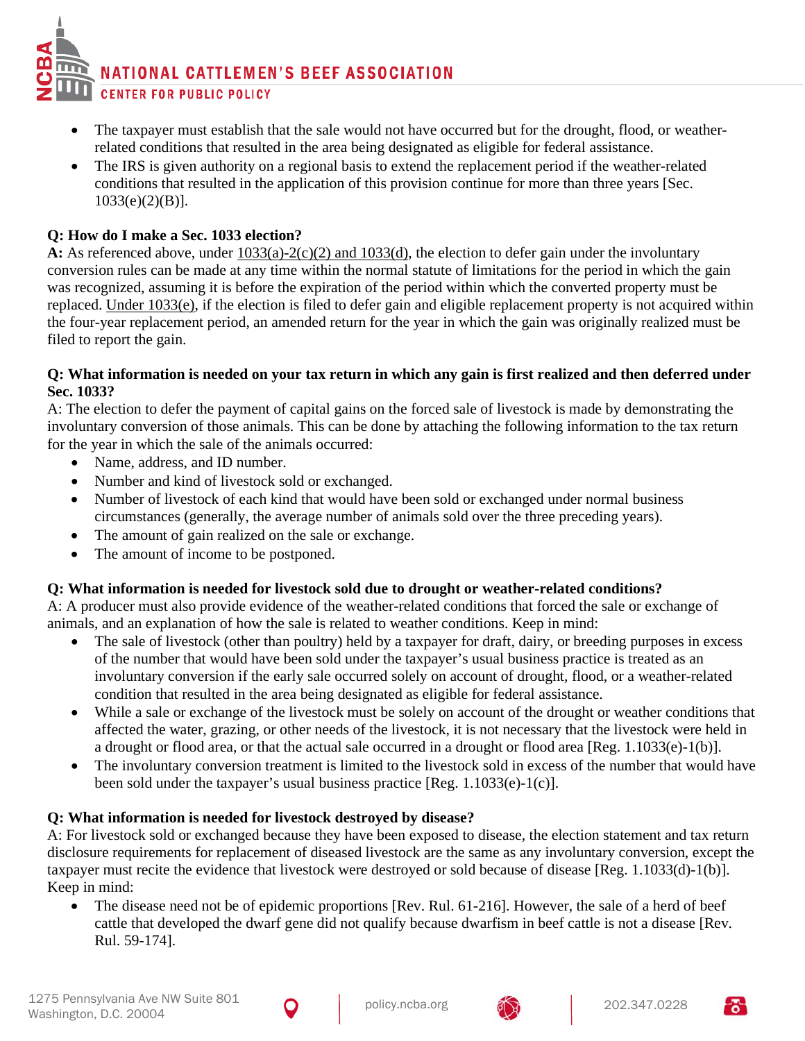- The taxpayer must establish that the sale would not have occurred but for the drought, flood, or weather-related conditions that resulted in the area being designated as eligible for federal assistance.
- The IRS is given authority on a regional basis to extend the replacement period if the weather-related conditions that resulted in the application of this provision continue for more than three years [Sec. 1033(e)(2)(B)].

**Q: How do I make a Sec. 1033 election?**
**A:** As referenced above, under 1033(a)-2(c)(2) and 1033(d), the election to defer gain under the involuntary conversion rules can be made at any time within the normal statute of limitations for the period in which the gain was recognized, assuming it is before the expiration of the period within which the converted property must be replaced. Under 1033(e), if the election is filed to defer gain and eligible replacement property is not acquired within the four-year replacement period, an amended return for the year in which the gain was originally realized must be filed to report the gain.

**Q: What information is needed on your tax return in which any gain is first realized and then deferred under Sec. 1033?**
A: The election to defer the payment of capital gains on the forced sale of livestock is made by demonstrating the involuntary conversion of those animals. This can be done by attaching the following information to the tax return for the year in which the sale of the animals occurred:

- Name, address, and ID number.
- Number and kind of livestock sold or exchanged.
- Number of livestock of each kind that would have been sold or exchanged under normal business circumstances (generally, the average number of animals sold over the three preceding years).
- The amount of gain realized on the sale or exchange.
- The amount of income to be postponed.

**Q: What information is needed for livestock sold due to drought or weather-related conditions?**
A: A producer must also provide evidence of the weather-related conditions that forced the sale or exchange of animals, and an explanation of how the sale is related to weather conditions. Keep in mind:

- The sale of livestock (other than poultry) held by a taxpayer for draft, dairy, or breeding purposes in excess of the number that would have been sold under the taxpayer's usual business practice is treated as an involuntary conversion if the early sale occurred solely on account of drought, flood, or a weather-related condition that resulted in the area being designated as eligible for federal assistance.
- While a sale or exchange of the livestock must be solely on account of the drought or weather conditions that affected the water, grazing, or other needs of the livestock, it is not necessary that the livestock were held in a drought or flood area, or that the actual sale occurred in a drought or flood area [Reg. 1.1033(e)-1(b)].
- The involuntary conversion treatment is limited to the livestock sold in excess of the number that would have been sold under the taxpayer's usual business practice [Reg. 1.1033(e)-1(c)].

**Q: What information is needed for livestock destroyed by disease?**
A: For livestock sold or exchanged because they have been exposed to disease, the election statement and tax return disclosure requirements for replacement of diseased livestock are the same as any involuntary conversion, except the taxpayer must recite the evidence that livestock were destroyed or sold because of disease [Reg. 1.1033(d)-1(b)]. Keep in mind:

- The disease need not be of epidemic proportions [Rev. Rul. 61-216]. However, the sale of a herd of beef cattle that developed the dwarf gene did not qualify because dwarfism in beef cattle is not a disease [Rev. Rul. 59-174].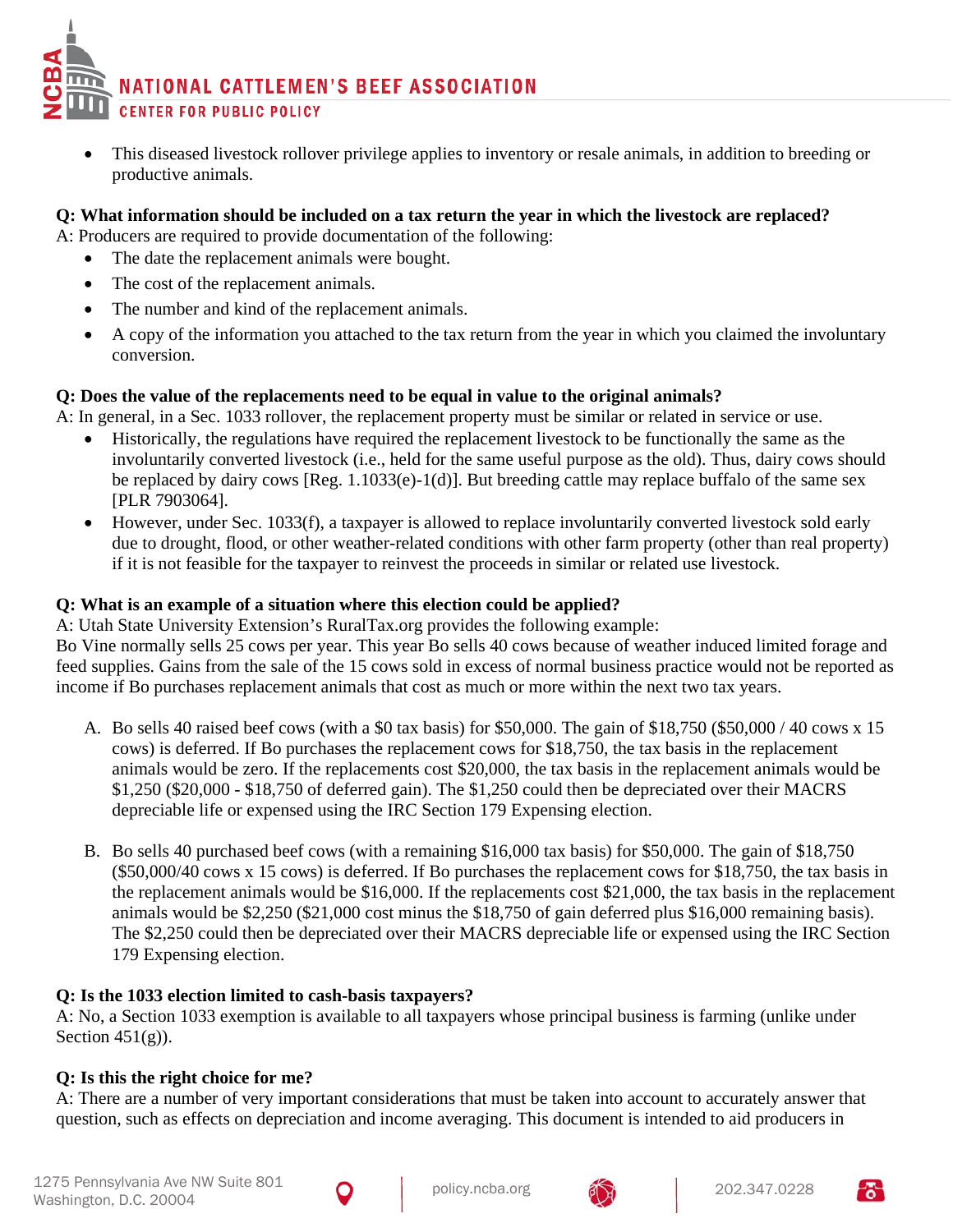- This diseased livestock rollover privilege applies to inventory or resale animals, in addition to breeding or productive animals.

**Q: What information should be included on a tax return the year in which the livestock are replaced?**
A: Producers are required to provide documentation of the following:

- The date the replacement animals were bought.
- The cost of the replacement animals.
- The number and kind of the replacement animals.
- A copy of the information you attached to the tax return from the year in which you claimed the involuntary conversion.

**Q: Does the value of the replacements need to be equal in value to the original animals?**
A: In general, in a Sec. 1033 rollover, the replacement property must be similar or related in service or use.

- Historically, the regulations have required the replacement livestock to be functionally the same as the involuntarily converted livestock (i.e., held for the same useful purpose as the old). Thus, dairy cows should be replaced by dairy cows [Reg. 1.1033(e)-1(d)]. But breeding cattle may replace buffalo of the same sex [PLR 7903064].
- However, under Sec. 1033(f), a taxpayer is allowed to replace involuntarily converted livestock sold early due to drought, flood, or other weather-related conditions with other farm property (other than real property) if it is not feasible for the taxpayer to reinvest the proceeds in similar or related use livestock.

**Q: What is an example of a situation where this election could be applied?**
A: Utah State University Extension's RuralTax.org provides the following example:
Bo Vine normally sells 25 cows per year. This year Bo sells 40 cows because of weather induced limited forage and feed supplies. Gains from the sale of the 15 cows sold in excess of normal business practice would not be reported as income if Bo purchases replacement animals that cost as much or more within the next two tax years.

A. Bo sells 40 raised beef cows (with a $0 tax basis) for $50,000. The gain of $18,750 ($50,000 / 40 cows x 15 cows) is deferred. If Bo purchases the replacement cows for $18,750, the tax basis in the replacement animals would be zero. If the replacements cost $20,000, the tax basis in the replacement animals would be $1,250 ($20,000 - $18,750 of deferred gain). The $1,250 could then be depreciated over their MACRS depreciable life or expensed using the IRC Section 179 Expensing election.

B. Bo sells 40 purchased beef cows (with a remaining $16,000 tax basis) for $50,000. The gain of $18,750 ($50,000/40 cows x 15 cows) is deferred. If Bo purchases the replacement cows for $18,750, the tax basis in the replacement animals would be $16,000. If the replacements cost $21,000, the tax basis in the replacement animals would be $2,250 ($21,000 cost minus the $18,750 of gain deferred plus $16,000 remaining basis). The $2,250 could then be depreciated over their MACRS depreciable life or expensed using the IRC Section 179 Expensing election.

**Q: Is the 1033 election limited to cash-basis taxpayers?**
A: No, a Section 1033 exemption is available to all taxpayers whose principal business is farming (unlike under Section 451(g)).

**Q: Is this the right choice for me?**
A: There are a number of very important considerations that must be taken into account to accurately answer that question, such as effects on depreciation and income averaging. This document is intended to aid producers in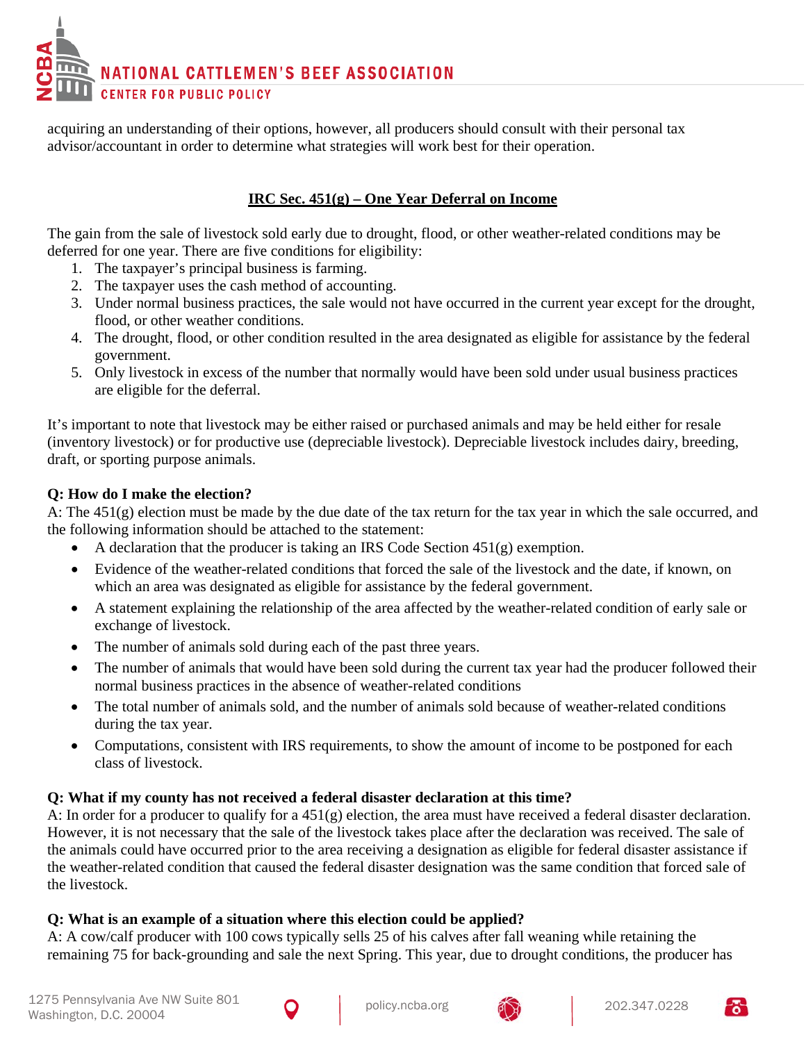acquiring an understanding of their options, however, all producers should consult with their personal tax advisor/accountant in order to determine what strategies will work best for their operation.

## IRC Sec. 451(g) – One Year Deferral on Income

The gain from the sale of livestock sold early due to drought, flood, or other weather-related conditions may be deferred for one year. There are five conditions for eligibility:

1. The taxpayer's principal business is farming.
2. The taxpayer uses the cash method of accounting.
3. Under normal business practices, the sale would not have occurred in the current year except for the drought, flood, or other weather conditions.
4. The drought, flood, or other condition resulted in the area designated as eligible for assistance by the federal government.
5. Only livestock in excess of the number that normally would have been sold under usual business practices are eligible for the deferral.

It's important to note that livestock may be either raised or purchased animals and may be held either for resale (inventory livestock) or for productive use (depreciable livestock). Depreciable livestock includes dairy, breeding, draft, or sporting purpose animals.

**Q: How do I make the election?**
A: The 451(g) election must be made by the due date of the tax return for the tax year in which the sale occurred, and the following information should be attached to the statement:

- A declaration that the producer is taking an IRS Code Section 451(g) exemption.
- Evidence of the weather-related conditions that forced the sale of the livestock and the date, if known, on which an area was designated as eligible for assistance by the federal government.
- A statement explaining the relationship of the area affected by the weather-related condition of early sale or exchange of livestock.
- The number of animals sold during each of the past three years.
- The number of animals that would have been sold during the current tax year had the producer followed their normal business practices in the absence of weather-related conditions
- The total number of animals sold, and the number of animals sold because of weather-related conditions during the tax year.
- Computations, consistent with IRS requirements, to show the amount of income to be postponed for each class of livestock.

**Q: What if my county has not received a federal disaster declaration at this time?**
A: In order for a producer to qualify for a 451(g) election, the area must have received a federal disaster declaration. However, it is not necessary that the sale of the livestock takes place after the declaration was received. The sale of the animals could have occurred prior to the area receiving a designation as eligible for federal disaster assistance if the weather-related condition that caused the federal disaster designation was the same condition that forced sale of the livestock.

**Q: What is an example of a situation where this election could be applied?**
A: A cow/calf producer with 100 cows typically sells 25 of his calves after fall weaning while retaining the remaining 75 for back-grounding and sale the next Spring. This year, due to drought conditions, the producer has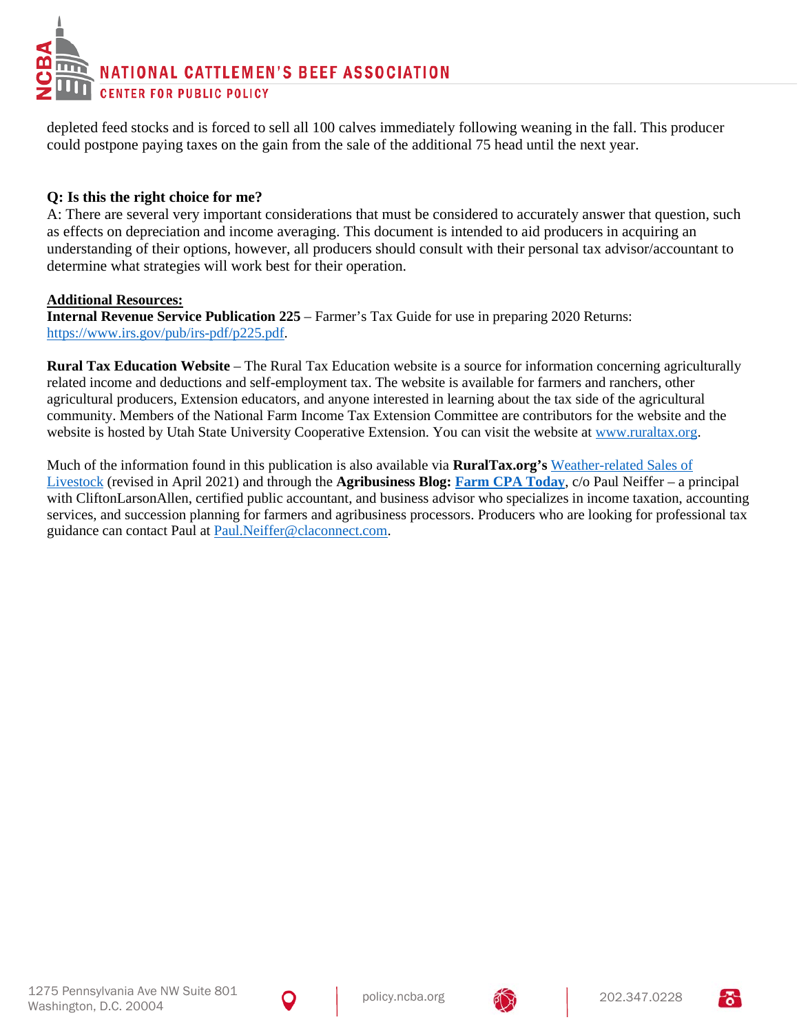depleted feed stocks and is forced to sell all 100 calves immediately following weaning in the fall. This producer could postpone paying taxes on the gain from the sale of the additional 75 head until the next year.

**Q: Is this the right choice for me?**
A: There are several very important considerations that must be considered to accurately answer that question, such as effects on depreciation and income averaging. This document is intended to aid producers in acquiring an understanding of their options, however, all producers should consult with their personal tax advisor/accountant to determine what strategies will work best for their operation.

**Additional Resources:**
**Internal Revenue Service Publication 225** – Farmer's Tax Guide for use in preparing 2020 Returns: https://www.irs.gov/pub/irs-pdf/p225.pdf.

**Rural Tax Education Website** – The Rural Tax Education website is a source for information concerning agriculturally related income and deductions and self-employment tax. The website is available for farmers and ranchers, other agricultural producers, Extension educators, and anyone interested in learning about the tax side of the agricultural community. Members of the National Farm Income Tax Extension Committee are contributors for the website and the website is hosted by Utah State University Cooperative Extension. You can visit the website at www.ruraltax.org.

Much of the information found in this publication is also available via **RuralTax.org's** Weather-related Sales of Livestock (revised in April 2021) and through the **Agribusiness Blog: Farm CPA Today**, c/o Paul Neiffer – a principal with CliftonLarsonAllen, certified public accountant, and business advisor who specializes in income taxation, accounting services, and succession planning for farmers and agribusiness processors. Producers who are looking for professional tax guidance can contact Paul at Paul.Neiffer@claconnect.com.